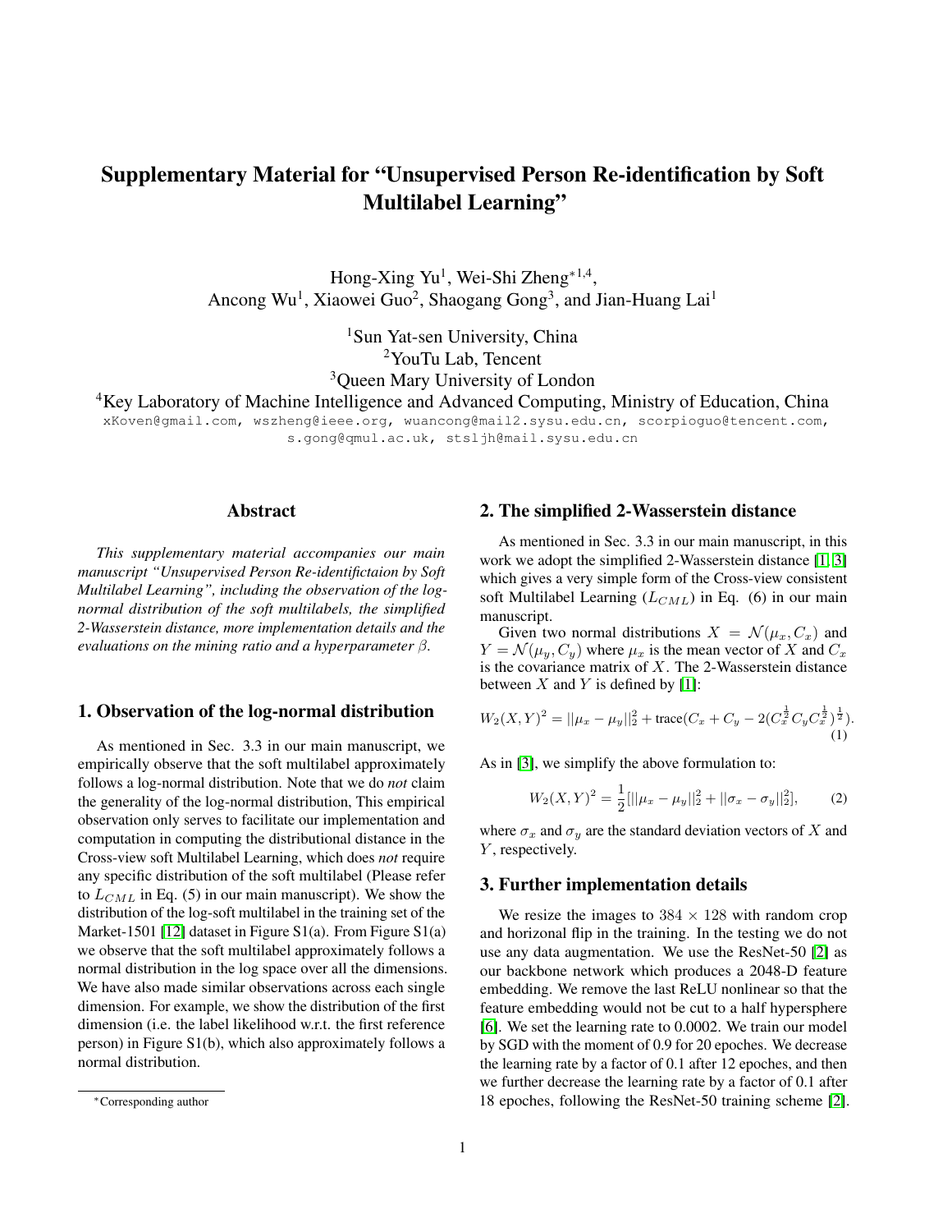# Supplementary Material for "Unsupervised Person Re-identification by Soft Multilabel Learning"

Hong-Xing Yu[1], Wei-Shi Zheng[*1,4],
Ancong Wu[1], Xiaowei Guo[2], Shaogang Gong[3], and Jian-Huang Lai[1]

[1]Sun Yat-sen University, China
[2]YouTu Lab, Tencent
[3]Queen Mary University of London
[4]Key Laboratory of Machine Intelligence and Advanced Computing, Ministry of Education, China

xKoven@gmail.com, wszheng@ieee.org, wuancong@mail2.sysu.edu.cn, scorpioguo@tencent.com, s.gong@qmul.ac.uk, stsljh@mail.sysu.edu.cn

## Abstract

*This supplementary material accompanies our main manuscript "Unsupervised Person Re-identifictaion by Soft Multilabel Learning", including the observation of the log-normal distribution of the soft multilabels, the simplified 2-Wasserstein distance, more implementation details and the evaluations on the mining ratio and a hyperparameter $\beta$.*

## 1. Observation of the log-normal distribution

As mentioned in Sec. 3.3 in our main manuscript, we empirically observe that the soft multilabel approximately follows a log-normal distribution. Note that we do *not* claim the generality of the log-normal distribution, This empirical observation only serves to facilitate our implementation and computation in computing the distributional distance in the Cross-view soft Multilabel Learning, which does *not* require any specific distribution of the soft multilabel (Please refer to $L_{CML}$ in Eq. (5) in our main manuscript). We show the distribution of the log-soft multilabel in the training set of the Market-1501 [12] dataset in Figure S1(a). From Figure S1(a) we observe that the soft multilabel approximately follows a normal distribution in the log space over all the dimensions. We have also made similar observations across each single dimension. For example, we show the distribution of the first dimension (i.e. the label likelihood w.r.t. the first reference person) in Figure S1(b), which also approximately follows a normal distribution.

[*]Corresponding author

## 2. The simplified 2-Wasserstein distance

As mentioned in Sec. 3.3 in our main manuscript, in this work we adopt the simplified 2-Wasserstein distance [1, 3] which gives a very simple form of the Cross-view consistent soft Multilabel Learning ($L_{CML}$) in Eq. (6) in our main manuscript.

Given two normal distributions $X = \mathcal{N}(\mu_x, C_x)$ and $Y = \mathcal{N}(\mu_y, C_y)$ where $\mu_x$ is the mean vector of $X$ and $C_x$ is the covariance matrix of $X$. The 2-Wasserstein distance between $X$ and $Y$ is defined by [1]:

$$W_2(X,Y)^2 = ||\mu_x - \mu_y||_2^2 + \text{trace}(C_x + C_y - 2(C_x^{\frac{1}{2}} C_y C_x^{\frac{1}{2}})^{\frac{1}{2}}). \quad (1)$$

As in [3], we simplify the above formulation to:

$$W_2(X,Y)^2 = \frac{1}{2}[||\mu_x - \mu_y||_2^2 + ||\sigma_x - \sigma_y||_2^2], \quad (2)$$

where $\sigma_x$ and $\sigma_y$ are the standard deviation vectors of $X$ and $Y$, respectively.

## 3. Further implementation details

We resize the images to $384 \times 128$ with random crop and horizonal flip in the training. In the testing we do not use any data augmentation. We use the ResNet-50 [2] as our backbone network which produces a 2048-D feature embedding. We remove the last ReLU nonlinear so that the feature embedding would not be cut to a half hypersphere [6]. We set the learning rate to 0.0002. We train our model by SGD with the moment of 0.9 for 20 epoches. We decrease the learning rate by a factor of 0.1 after 12 epoches, and then we further decrease the learning rate by a factor of 0.1 after 18 epoches, following the ResNet-50 training scheme [2].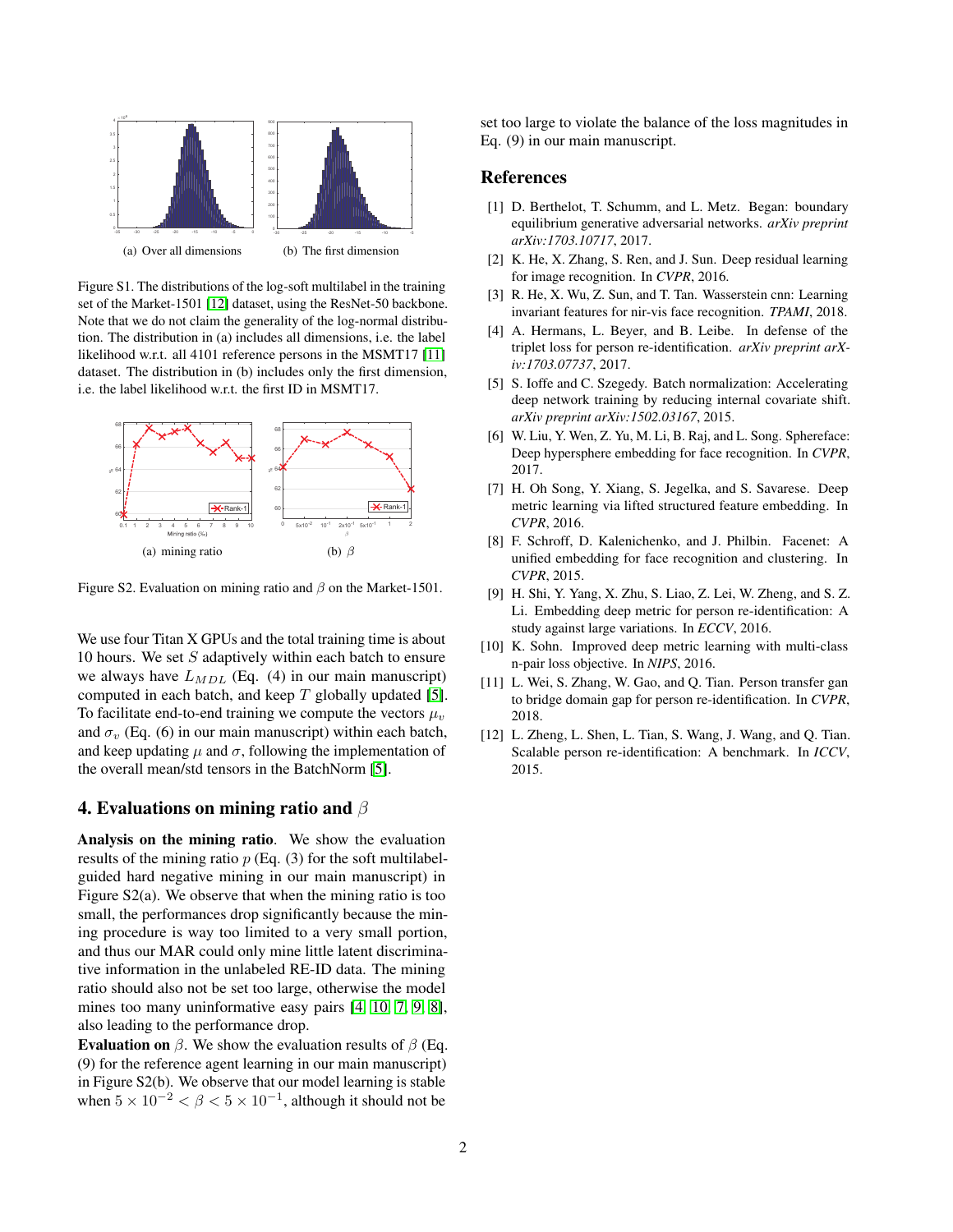(a) Over all dimensions

(b) The first dimension

Figure S1. The distributions of the log-soft multilabel in the training set of the Market-1501 [12] dataset, using the ResNet-50 backbone. Note that we do not claim the generality of the log-normal distribution. The distribution in (a) includes all dimensions, i.e. the label likelihood w.r.t. all 4101 reference persons in the MSMT17 [11] dataset. The distribution in (b) includes only the first dimension, i.e. the label likelihood w.r.t. the first ID in MSMT17.

(a) mining ratio

(b) $\beta$

Figure S2. Evaluation on mining ratio and $\beta$ on the Market-1501.

We use four Titan X GPUs and the total training time is about 10 hours. We set $S$ adaptively within each batch to ensure we always have $L_{MDL}$ (Eq. (4) in our main manuscript) computed in each batch, and keep $T$ globally updated [5]. To facilitate end-to-end training we compute the vectors $\mu_v$ and $\sigma_v$ (Eq. (6) in our main manuscript) within each batch, and keep updating $\mu$ and $\sigma$, following the implementation of the overall mean/std tensors in the BatchNorm [5].

## 4. Evaluations on mining ratio and $\beta$

**Analysis on the mining ratio**. We show the evaluation results of the mining ratio $p$ (Eq. (3) for the soft multilabel-guided hard negative mining in our main manuscript) in Figure S2(a). We observe that when the mining ratio is too small, the performances drop significantly because the mining procedure is way too limited to a very small portion, and thus our MAR could only mine little latent discriminative information in the unlabeled RE-ID data. The mining ratio should also not be set too large, otherwise the model mines too many uninformative easy pairs [4, 10, 7, 9, 8], also leading to the performance drop.

**Evaluation on** $\beta$. We show the evaluation results of $\beta$ (Eq. (9) for the reference agent learning in our main manuscript) in Figure S2(b). We observe that our model learning is stable when $5 \times 10^{-2} < \beta < 5 \times 10^{-1}$, although it should not be set too large to violate the balance of the loss magnitudes in Eq. (9) in our main manuscript.

## References

[1] D. Berthelot, T. Schumm, and L. Metz. Began: boundary equilibrium generative adversarial networks. *arXiv preprint arXiv:1703.10717*, 2017.

[2] K. He, X. Zhang, S. Ren, and J. Sun. Deep residual learning for image recognition. In *CVPR*, 2016.

[3] R. He, X. Wu, Z. Sun, and T. Tan. Wasserstein cnn: Learning invariant features for nir-vis face recognition. *TPAMI*, 2018.

[4] A. Hermans, L. Beyer, and B. Leibe. In defense of the triplet loss for person re-identification. *arXiv preprint arXiv:1703.07737*, 2017.

[5] S. Ioffe and C. Szegedy. Batch normalization: Accelerating deep network training by reducing internal covariate shift. *arXiv preprint arXiv:1502.03167*, 2015.

[6] W. Liu, Y. Wen, Z. Yu, M. Li, B. Raj, and L. Song. Sphereface: Deep hypersphere embedding for face recognition. In *CVPR*, 2017.

[7] H. Oh Song, Y. Xiang, S. Jegelka, and S. Savarese. Deep metric learning via lifted structured feature embedding. In *CVPR*, 2016.

[8] F. Schroff, D. Kalenichenko, and J. Philbin. Facenet: A unified embedding for face recognition and clustering. In *CVPR*, 2015.

[9] H. Shi, Y. Yang, X. Zhu, S. Liao, Z. Lei, W. Zheng, and S. Z. Li. Embedding deep metric for person re-identification: A study against large variations. In *ECCV*, 2016.

[10] K. Sohn. Improved deep metric learning with multi-class n-pair loss objective. In *NIPS*, 2016.

[11] L. Wei, S. Zhang, W. Gao, and Q. Tian. Person transfer gan to bridge domain gap for person re-identification. In *CVPR*, 2018.

[12] L. Zheng, L. Shen, L. Tian, S. Wang, J. Wang, and Q. Tian. Scalable person re-identification: A benchmark. In *ICCV*, 2015.